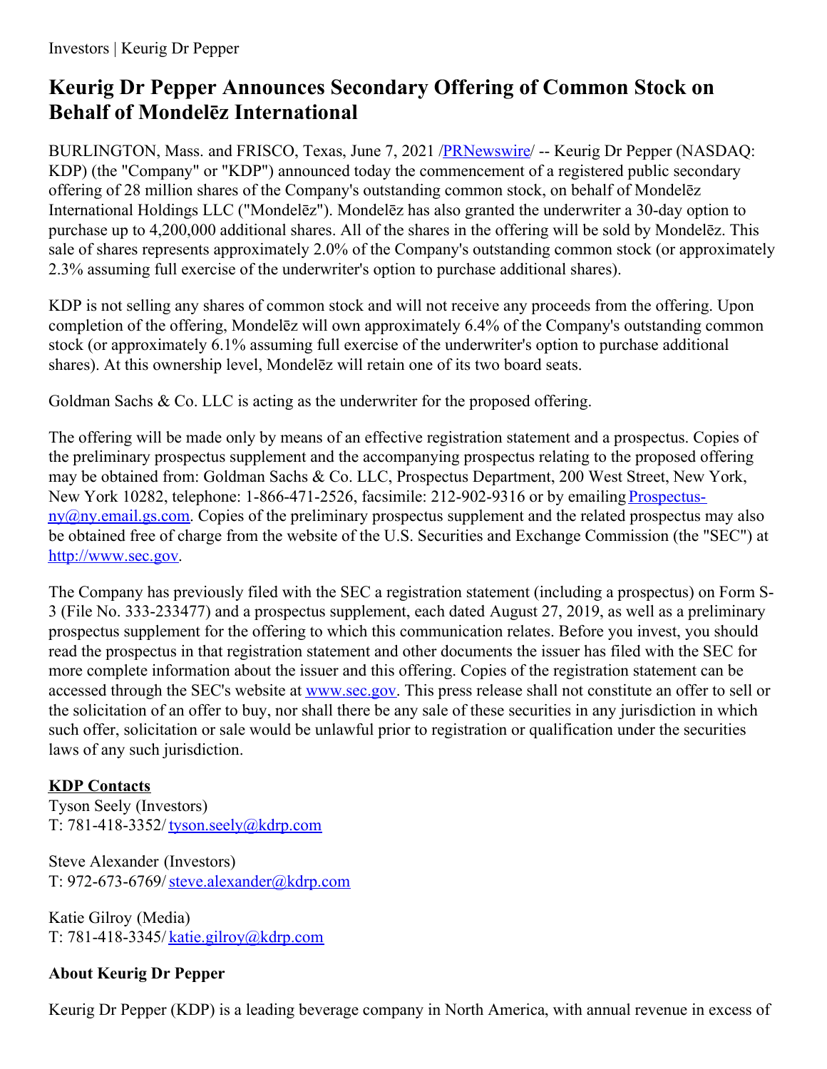Investors | Keurig Dr Pepper

# Keurig Dr Pepper Announces Secondary Offering of Common Stock on Behalf of Mondelēz International

BURLINGTON, Mass. and FRISCO, Texas, June 7, 2021 /PRNewswire/ -- Keurig Dr Pepper (NASDAQ: KDP) (the "Company" or "KDP") announced today the commencement of a registered public secondary offering of 28 million shares of the Company's outstanding common stock, on behalf of Mondelēz International Holdings LLC ("Mondelēz"). Mondelēz has also granted the underwriter a 30-day option to purchase up to 4,200,000 additional shares. All of the shares in the offering will be sold by Mondelēz. This sale of shares represents approximately 2.0% of the Company's outstanding common stock (or approximately 2.3% assuming full exercise of the underwriter's option to purchase additional shares).

KDP is not selling any shares of common stock and will not receive any proceeds from the offering. Upon completion of the offering, Mondelēz will own approximately 6.4% of the Company's outstanding common stock (or approximately 6.1% assuming full exercise of the underwriter's option to purchase additional shares). At this ownership level, Mondelēz will retain one of its two board seats.

Goldman Sachs & Co. LLC is acting as the underwriter for the proposed offering.

The offering will be made only by means of an effective registration statement and a prospectus. Copies of the preliminary prospectus supplement and the accompanying prospectus relating to the proposed offering may be obtained from: Goldman Sachs & Co. LLC, Prospectus Department, 200 West Street, New York, New York 10282, telephone: 1-866-471-2526, facsimile: 212-902-9316 or by emailing Prospectus-ny@ny.email.gs.com. Copies of the preliminary prospectus supplement and the related prospectus may also be obtained free of charge from the website of the U.S. Securities and Exchange Commission (the "SEC") at http://www.sec.gov.

The Company has previously filed with the SEC a registration statement (including a prospectus) on Form S-3 (File No. 333-233477) and a prospectus supplement, each dated August 27, 2019, as well as a preliminary prospectus supplement for the offering to which this communication relates. Before you invest, you should read the prospectus in that registration statement and other documents the issuer has filed with the SEC for more complete information about the issuer and this offering. Copies of the registration statement can be accessed through the SEC's website at www.sec.gov. This press release shall not constitute an offer to sell or the solicitation of an offer to buy, nor shall there be any sale of these securities in any jurisdiction in which such offer, solicitation or sale would be unlawful prior to registration or qualification under the securities laws of any such jurisdiction.

**KDP Contacts**

Tyson Seely (Investors)
T: 781-418-3352/ tyson.seely@kdrp.com

Steve Alexander (Investors)
T: 972-673-6769/ steve.alexander@kdrp.com

Katie Gilroy (Media)
T: 781-418-3345/ katie.gilroy@kdrp.com

## About Keurig Dr Pepper

Keurig Dr Pepper (KDP) is a leading beverage company in North America, with annual revenue in excess of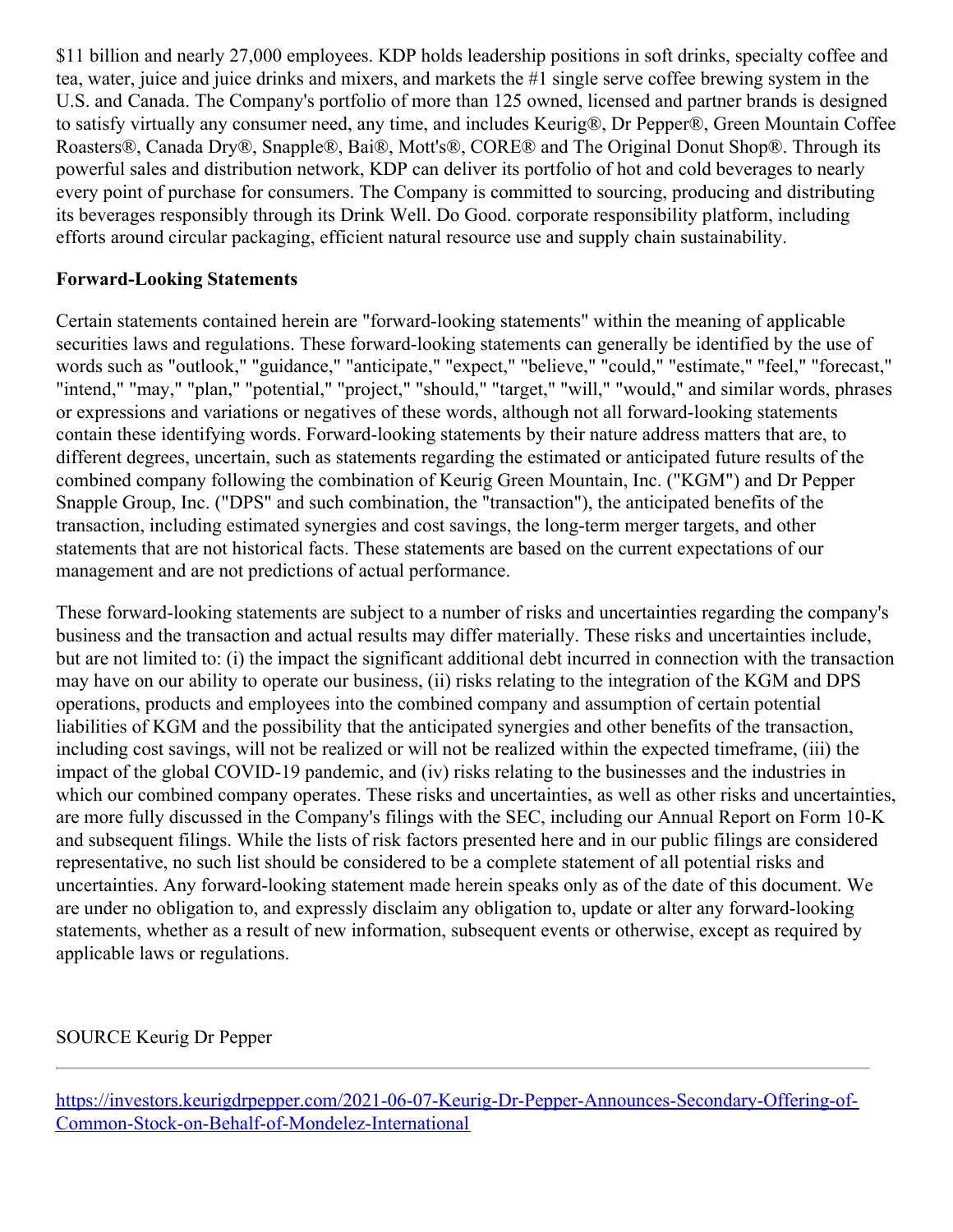$11 billion and nearly 27,000 employees. KDP holds leadership positions in soft drinks, specialty coffee and tea, water, juice and juice drinks and mixers, and markets the #1 single serve coffee brewing system in the U.S. and Canada. The Company's portfolio of more than 125 owned, licensed and partner brands is designed to satisfy virtually any consumer need, any time, and includes Keurig®, Dr Pepper®, Green Mountain Coffee Roasters®, Canada Dry®, Snapple®, Bai®, Mott's®, CORE® and The Original Donut Shop®. Through its powerful sales and distribution network, KDP can deliver its portfolio of hot and cold beverages to nearly every point of purchase for consumers. The Company is committed to sourcing, producing and distributing its beverages responsibly through its Drink Well. Do Good. corporate responsibility platform, including efforts around circular packaging, efficient natural resource use and supply chain sustainability.

**Forward-Looking Statements**

Certain statements contained herein are "forward-looking statements" within the meaning of applicable securities laws and regulations. These forward-looking statements can generally be identified by the use of words such as "outlook," "guidance," "anticipate," "expect," "believe," "could," "estimate," "feel," "forecast," "intend," "may," "plan," "potential," "project," "should," "target," "will," "would," and similar words, phrases or expressions and variations or negatives of these words, although not all forward-looking statements contain these identifying words. Forward-looking statements by their nature address matters that are, to different degrees, uncertain, such as statements regarding the estimated or anticipated future results of the combined company following the combination of Keurig Green Mountain, Inc. ("KGM") and Dr Pepper Snapple Group, Inc. ("DPS" and such combination, the "transaction"), the anticipated benefits of the transaction, including estimated synergies and cost savings, the long-term merger targets, and other statements that are not historical facts. These statements are based on the current expectations of our management and are not predictions of actual performance.

These forward-looking statements are subject to a number of risks and uncertainties regarding the company's business and the transaction and actual results may differ materially. These risks and uncertainties include, but are not limited to: (i) the impact the significant additional debt incurred in connection with the transaction may have on our ability to operate our business, (ii) risks relating to the integration of the KGM and DPS operations, products and employees into the combined company and assumption of certain potential liabilities of KGM and the possibility that the anticipated synergies and other benefits of the transaction, including cost savings, will not be realized or will not be realized within the expected timeframe, (iii) the impact of the global COVID-19 pandemic, and (iv) risks relating to the businesses and the industries in which our combined company operates. These risks and uncertainties, as well as other risks and uncertainties, are more fully discussed in the Company's filings with the SEC, including our Annual Report on Form 10-K and subsequent filings. While the lists of risk factors presented here and in our public filings are considered representative, no such list should be considered to be a complete statement of all potential risks and uncertainties. Any forward-looking statement made herein speaks only as of the date of this document. We are under no obligation to, and expressly disclaim any obligation to, update or alter any forward-looking statements, whether as a result of new information, subsequent events or otherwise, except as required by applicable laws or regulations.

SOURCE Keurig Dr Pepper

---

https://investors.keurigdrpepper.com/2021-06-07-Keurig-Dr-Pepper-Announces-Secondary-Offering-of-Common-Stock-on-Behalf-of-Mondelez-International